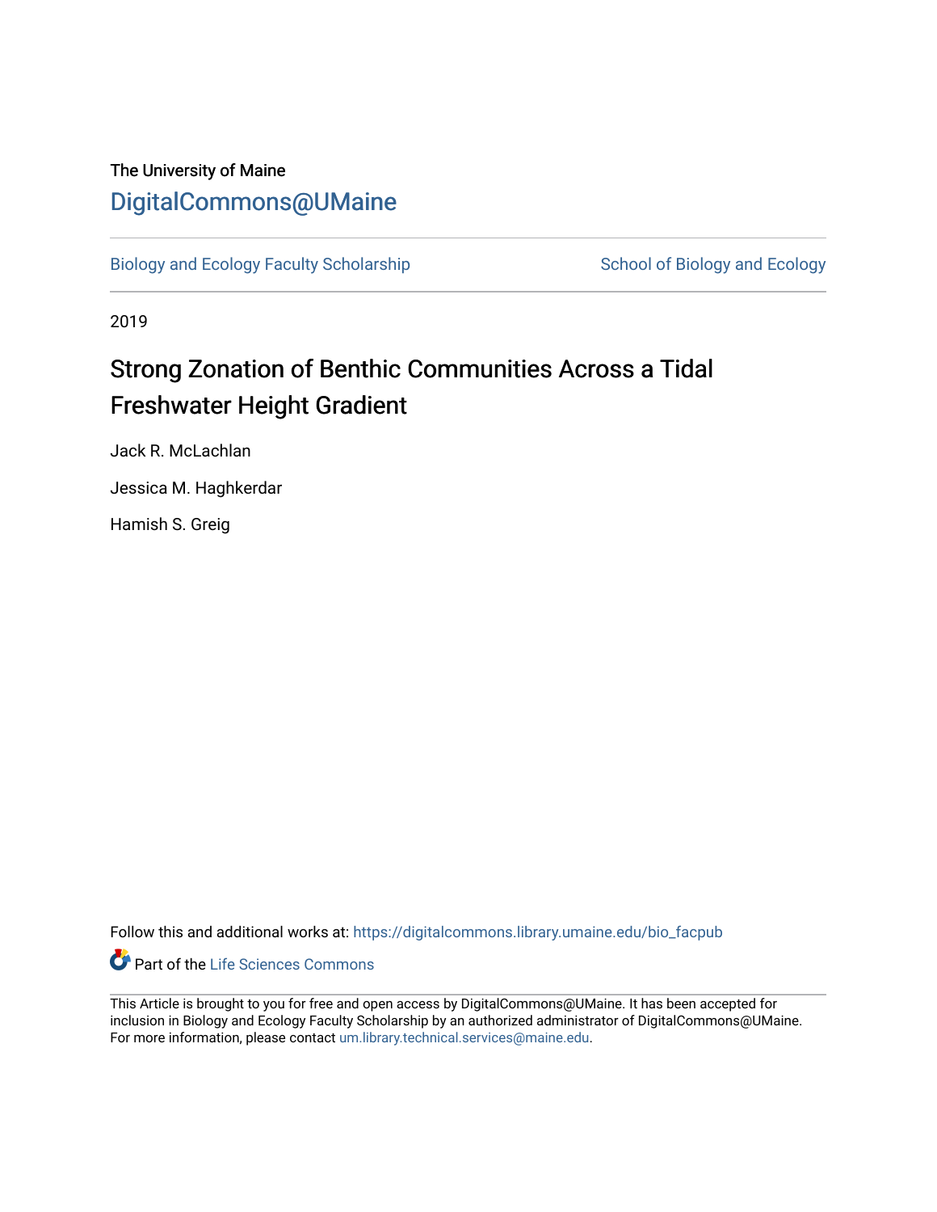The University of Maine

DigitalCommons@UMaine

Biology and Ecology Faculty Scholarship

School of Biology and Ecology

2019

# Strong Zonation of Benthic Communities Across a Tidal Freshwater Height Gradient

Jack R. McLachlan

Jessica M. Haghkerdar

Hamish S. Greig

Follow this and additional works at: https://digitalcommons.library.umaine.edu/bio_facpub

Part of the Life Sciences Commons

This Article is brought to you for free and open access by DigitalCommons@UMaine. It has been accepted for inclusion in Biology and Ecology Faculty Scholarship by an authorized administrator of DigitalCommons@UMaine. For more information, please contact um.library.technical.services@maine.edu.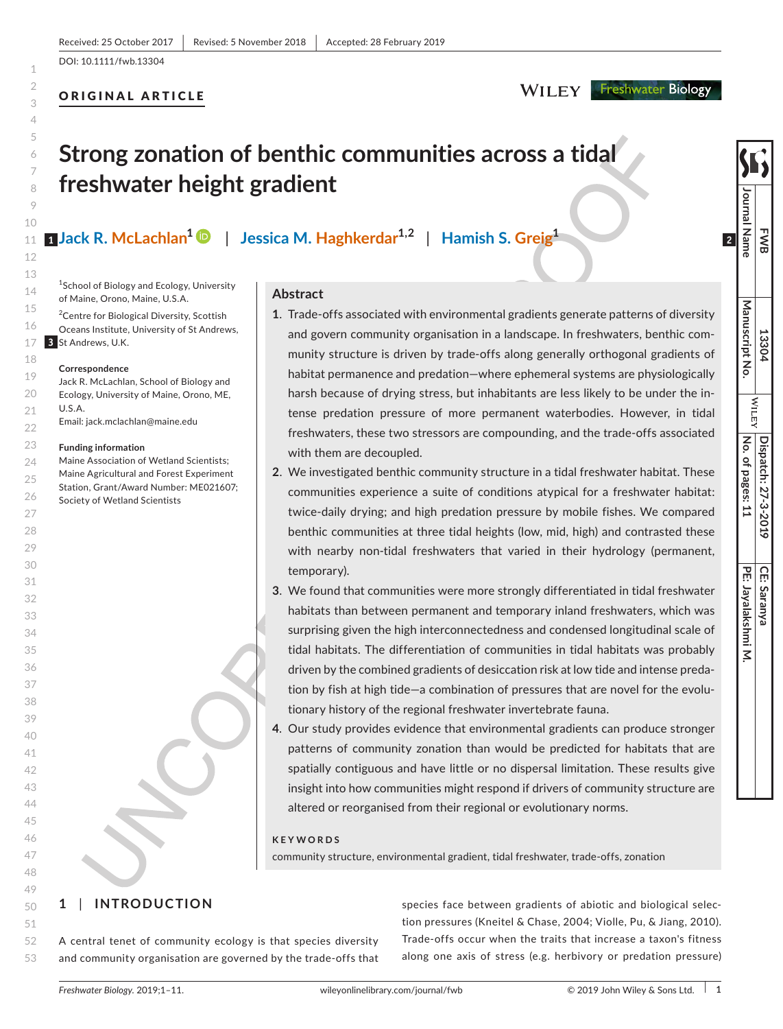DOI: 10.1111/fwb.13304

Received: 25 October 2017 | Revised: 5 November 2018 | Accepted: 28 February 2019

ORIGINAL ARTICLE

# Strong zonation of benthic communities across a tidal freshwater height gradient

Jack R. McLachlan[1] | Jessica M. Haghkerdar[1,2] | Hamish S. Greig[1]

[1]School of Biology and Ecology, University of Maine, Orono, Maine, U.S.A.

[2]Centre for Biological Diversity, Scottish Oceans Institute, University of St Andrews, St Andrews, U.K.

**Correspondence**
Jack R. McLachlan, School of Biology and Ecology, University of Maine, Orono, ME, U.S.A.
Email: jack.mclachlan@maine.edu

**Funding information**
Maine Association of Wetland Scientists; Maine Agricultural and Forest Experiment Station, Grant/Award Number: ME021607; Society of Wetland Scientists

## Abstract

1. Trade-offs associated with environmental gradients generate patterns of diversity and govern community organisation in a landscape. In freshwaters, benthic community structure is driven by trade-offs along generally orthogonal gradients of habitat permanence and predation—where ephemeral systems are physiologically harsh because of drying stress, but inhabitants are less likely to be under the intense predation pressure of more permanent waterbodies. However, in tidal freshwaters, these two stressors are compounding, and the trade-offs associated with them are decoupled.
2. We investigated benthic community structure in a tidal freshwater habitat. These communities experience a suite of conditions atypical for a freshwater habitat: twice-daily drying; and high predation pressure by mobile fishes. We compared benthic communities at three tidal heights (low, mid, high) and contrasted these with nearby non-tidal freshwaters that varied in their hydrology (permanent, temporary).
3. We found that communities were more strongly differentiated in tidal freshwater habitats than between permanent and temporary inland freshwaters, which was surprising given the high interconnectedness and condensed longitudinal scale of tidal habitats. The differentiation of communities in tidal habitats was probably driven by the combined gradients of desiccation risk at low tide and intense predation by fish at high tide—a combination of pressures that are novel for the evolutionary history of the regional freshwater invertebrate fauna.
4. Our study provides evidence that environmental gradients can produce stronger patterns of community zonation than would be predicted for habitats that are spatially contiguous and have little or no dispersal limitation. These results give insight into how communities might respond if drivers of community structure are altered or reorganised from their regional or evolutionary norms.

**KEYWORDS**
community structure, environmental gradient, tidal freshwater, trade-offs, zonation

## 1 | INTRODUCTION

A central tenet of community ecology is that species diversity and community organisation are governed by the trade-offs that species face between gradients of abiotic and biological selection pressures (Kneitel & Chase, 2004; Violle, Pu, & Jiang, 2010). Trade-offs occur when the traits that increase a taxon's fitness along one axis of stress (e.g. herbivory or predation pressure)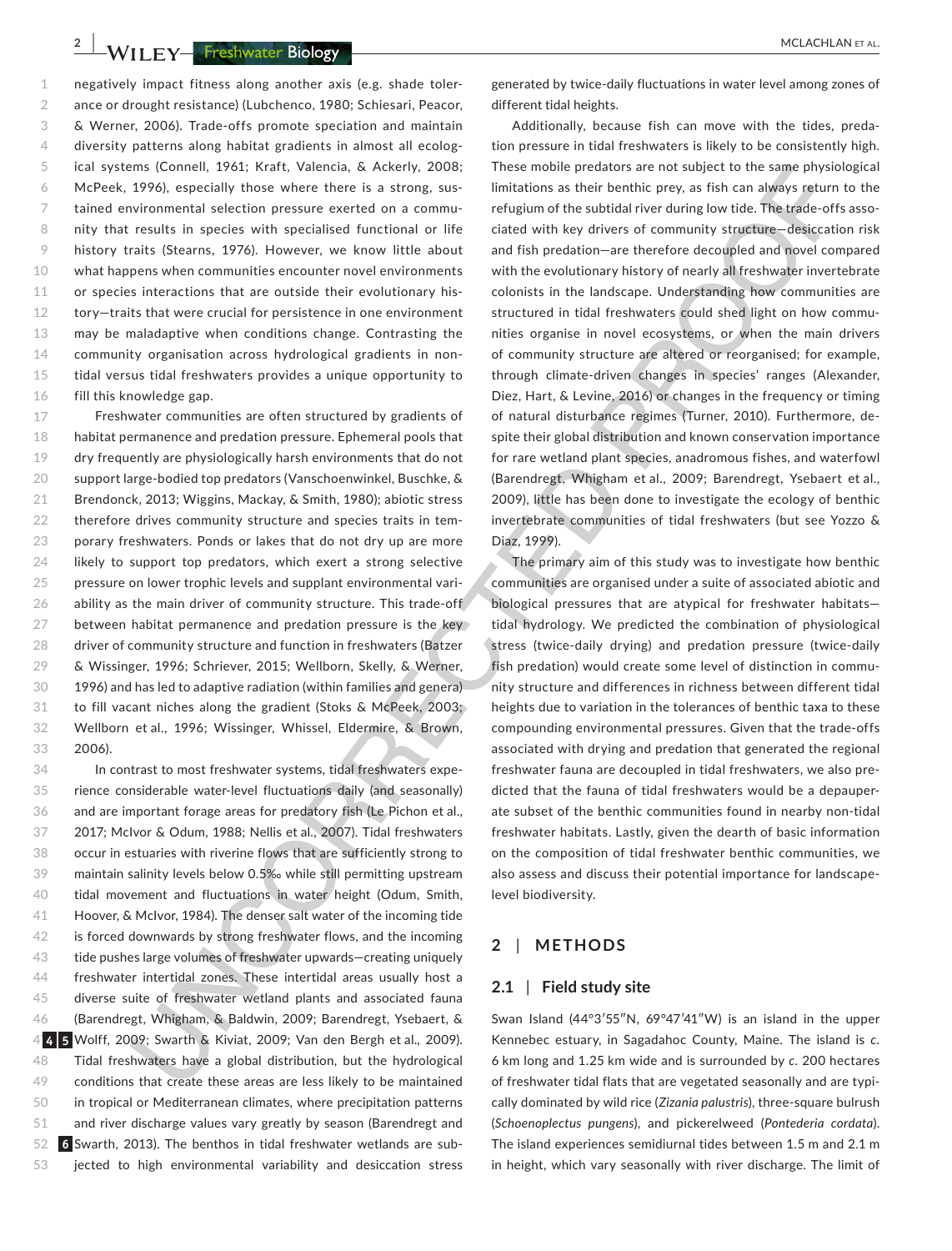negatively impact fitness along another axis (e.g. shade tolerance or drought resistance) (Lubchenco, 1980; Schiesari, Peacor, & Werner, 2006). Trade-offs promote speciation and maintain diversity patterns along habitat gradients in almost all ecological systems (Connell, 1961; Kraft, Valencia, & Ackerly, 2008; McPeek, 1996), especially those where there is a strong, sustained environmental selection pressure exerted on a community that results in species with specialised functional or life history traits (Stearns, 1976). However, we know little about what happens when communities encounter novel environments or species interactions that are outside their evolutionary history—traits that were crucial for persistence in one environment may be maladaptive when conditions change. Contrasting the community organisation across hydrological gradients in non-tidal versus tidal freshwaters provides a unique opportunity to fill this knowledge gap.

Freshwater communities are often structured by gradients of habitat permanence and predation pressure. Ephemeral pools that dry frequently are physiologically harsh environments that do not support large-bodied top predators (Vanschoenwinkel, Buschke, & Brendonck, 2013; Wiggins, Mackay, & Smith, 1980); abiotic stress therefore drives community structure and species traits in temporary freshwaters. Ponds or lakes that do not dry up are more likely to support top predators, which exert a strong selective pressure on lower trophic levels and supplant environmental variability as the main driver of community structure. This trade-off between habitat permanence and predation pressure is the key driver of community structure and function in freshwaters (Batzer & Wissinger, 1996; Schriever, 2015; Wellborn, Skelly, & Werner, 1996) and has led to adaptive radiation (within families and genera) to fill vacant niches along the gradient (Stoks & McPeek, 2003; Wellborn et al., 1996; Wissinger, Whissel, Eldermire, & Brown, 2006).

In contrast to most freshwater systems, tidal freshwaters experience considerable water-level fluctuations daily (and seasonally) and are important forage areas for predatory fish (Le Pichon et al., 2017; McIvor & Odum, 1988; Nellis et al., 2007). Tidal freshwaters occur in estuaries with riverine flows that are sufficiently strong to maintain salinity levels below 0.5‰ while still permitting upstream tidal movement and fluctuations in water height (Odum, Smith, Hoover, & McIvor, 1984). The denser salt water of the incoming tide is forced downwards by strong freshwater flows, and the incoming tide pushes large volumes of freshwater upwards—creating uniquely freshwater intertidal zones. These intertidal areas usually host a diverse suite of freshwater wetland plants and associated fauna (Barendregt, Whigham, & Baldwin, 2009; Barendregt, Ysebaert, & Wolff, 2009; Swarth & Kiviat, 2009; Van den Bergh et al., 2009). Tidal freshwaters have a global distribution, but the hydrological conditions that create these areas are less likely to be maintained in tropical or Mediterranean climates, where precipitation patterns and river discharge values vary greatly by season (Barendregt and Swarth, 2013). The benthos in tidal freshwater wetlands are subjected to high environmental variability and desiccation stress generated by twice-daily fluctuations in water level among zones of different tidal heights.

Additionally, because fish can move with the tides, predation pressure in tidal freshwaters is likely to be consistently high. These mobile predators are not subject to the same physiological limitations as their benthic prey, as fish can always return to the refugium of the subtidal river during low tide. The trade-offs associated with key drivers of community structure—desiccation risk and fish predation—are therefore decoupled and novel compared with the evolutionary history of nearly all freshwater invertebrate colonists in the landscape. Understanding how communities are structured in tidal freshwaters could shed light on how communities organise in novel ecosystems, or when the main drivers of community structure are altered or reorganised; for example, through climate-driven changes in species' ranges (Alexander, Diez, Hart, & Levine, 2016) or changes in the frequency or timing of natural disturbance regimes (Turner, 2010). Furthermore, despite their global distribution and known conservation importance for rare wetland plant species, anadromous fishes, and waterfowl (Barendregt, Whigham et al., 2009; Barendregt, Ysebaert et al., 2009), little has been done to investigate the ecology of benthic invertebrate communities of tidal freshwaters (but see Yozzo & Diaz, 1999).

The primary aim of this study was to investigate how benthic communities are organised under a suite of associated abiotic and biological pressures that are atypical for freshwater habitats—tidal hydrology. We predicted the combination of physiological stress (twice-daily drying) and predation pressure (twice-daily fish predation) would create some level of distinction in community structure and differences in richness between different tidal heights due to variation in the tolerances of benthic taxa to these compounding environmental pressures. Given that the trade-offs associated with drying and predation that generated the regional freshwater fauna are decoupled in tidal freshwaters, we also predicted that the fauna of tidal freshwaters would be a depauperate subset of the benthic communities found in nearby non-tidal freshwater habitats. Lastly, given the dearth of basic information on the composition of tidal freshwater benthic communities, we also assess and discuss their potential importance for landscape-level biodiversity.

## 2 | METHODS

### 2.1 | Field study site

Swan Island (44°3′55″N, 69°47′41″W) is an island in the upper Kennebec estuary, in Sagadahoc County, Maine. The island is *c.* 6 km long and 1.25 km wide and is surrounded by *c.* 200 hectares of freshwater tidal flats that are vegetated seasonally and are typically dominated by wild rice (*Zizania palustris*), three-square bulrush (*Schoenoplectus pungens*), and pickerelweed (*Pontederia cordata*). The island experiences semidiurnal tides between 1.5 m and 2.1 m in height, which vary seasonally with river discharge. The limit of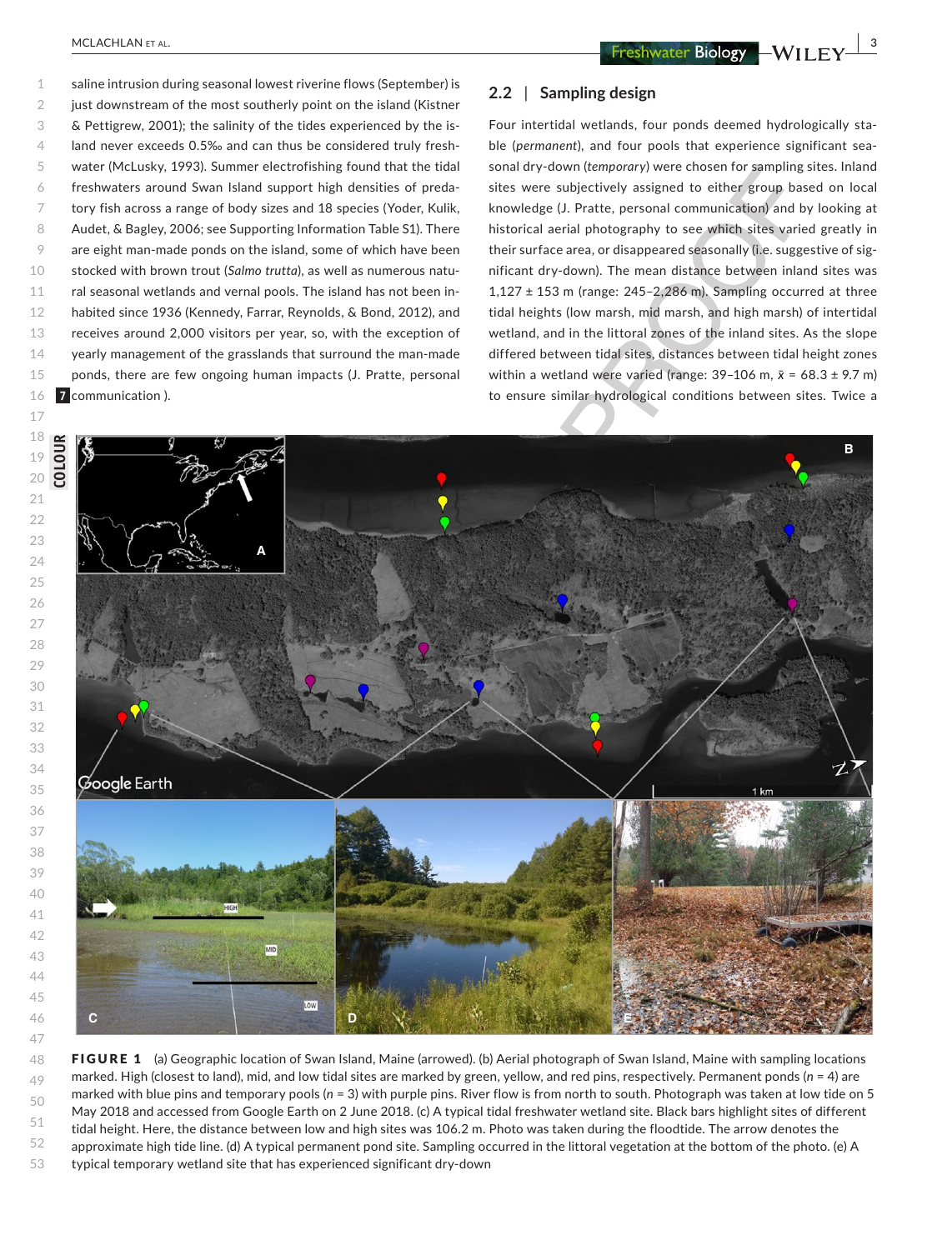saline intrusion during seasonal lowest riverine flows (September) is just downstream of the most southerly point on the island (Kistner & Pettigrew, 2001); the salinity of the tides experienced by the island never exceeds 0.5‰ and can thus be considered truly freshwater (McLusky, 1993). Summer electrofishing found that the tidal freshwaters around Swan Island support high densities of predatory fish across a range of body sizes and 18 species (Yoder, Kulik, Audet, & Bagley, 2006; see Supporting Information Table S1). There are eight man-made ponds on the island, some of which have been stocked with brown trout (*Salmo trutta*), as well as numerous natural seasonal wetlands and vernal pools. The island has not been inhabited since 1936 (Kennedy, Farrar, Reynolds, & Bond, 2012), and receives around 2,000 visitors per year, so, with the exception of yearly management of the grasslands that surround the man-made ponds, there are few ongoing human impacts (J. Pratte, personal communication ).

## 2.2 | Sampling design

Four intertidal wetlands, four ponds deemed hydrologically stable (*permanent*), and four pools that experience significant seasonal dry-down (*temporary*) were chosen for sampling sites. Inland sites were subjectively assigned to either group based on local knowledge (J. Pratte, personal communication) and by looking at historical aerial photography to see which sites varied greatly in their surface area, or disappeared seasonally (i.e. suggestive of significant dry-down). The mean distance between inland sites was 1,127 ± 153 m (range: 245–2,286 m). Sampling occurred at three tidal heights (low marsh, mid marsh, and high marsh) of intertidal wetland, and in the littoral zones of the inland sites. As the slope differed between tidal sites, distances between tidal height zones within a wetland were varied (range: 39–106 m, $\bar{x}$ = 68.3 ± 9.7 m) to ensure similar hydrological conditions between sites. Twice a

**FIGURE 1** (a) Geographic location of Swan Island, Maine (arrowed). (b) Aerial photograph of Swan Island, Maine with sampling locations marked. High (closest to land), mid, and low tidal sites are marked by green, yellow, and red pins, respectively. Permanent ponds ($n$ = 4) are marked with blue pins and temporary pools ($n$ = 3) with purple pins. River flow is from north to south. Photograph was taken at low tide on 5 May 2018 and accessed from Google Earth on 2 June 2018. (c) A typical tidal freshwater wetland site. Black bars highlight sites of different tidal height. Here, the distance between low and high sites was 106.2 m. Photo was taken during the floodtide. The arrow denotes the approximate high tide line. (d) A typical permanent pond site. Sampling occurred in the littoral vegetation at the bottom of the photo. (e) A typical temporary wetland site that has experienced significant dry-down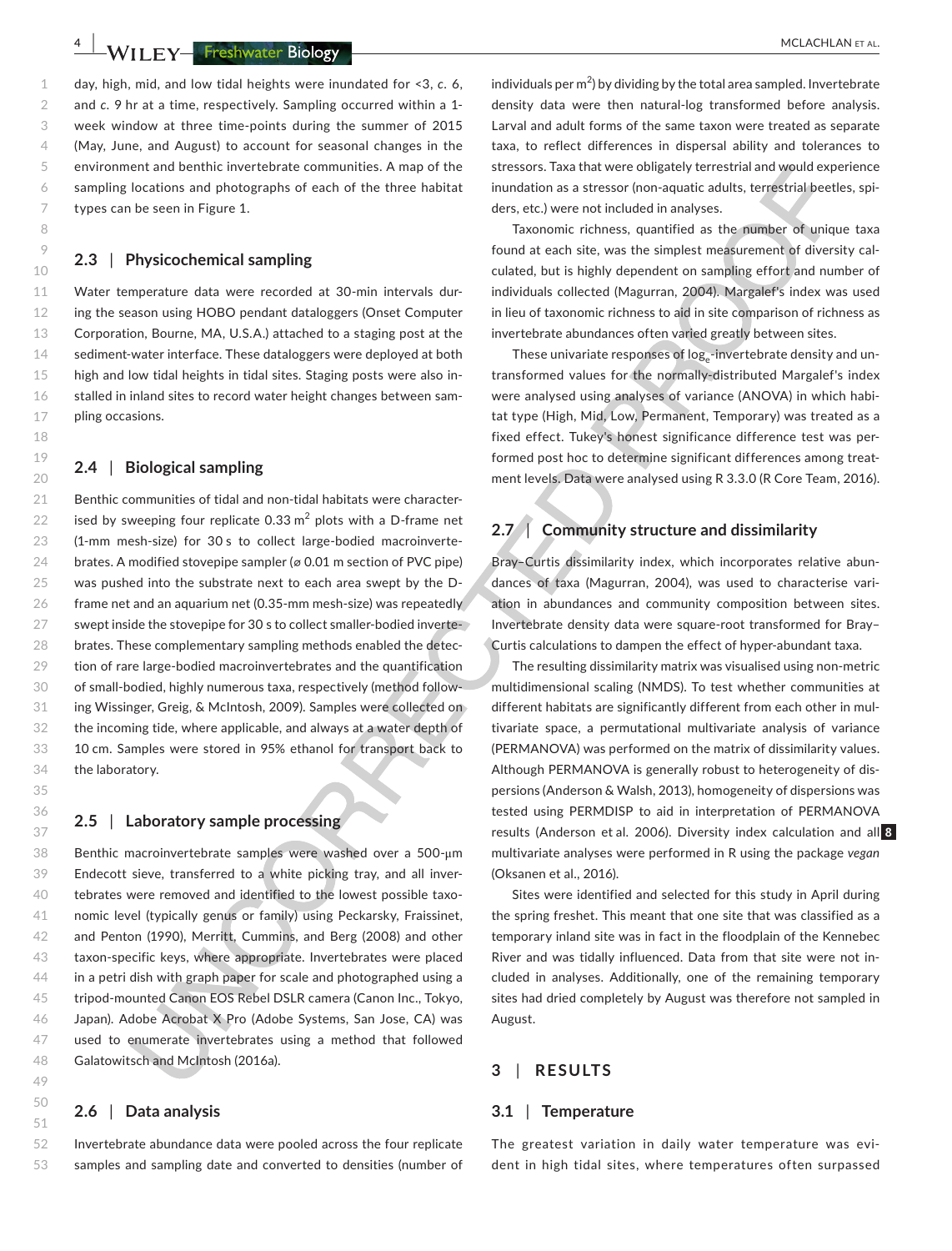day, high, mid, and low tidal heights were inundated for <3, *c.* 6, and *c.* 9 hr at a time, respectively. Sampling occurred within a 1-week window at three time-points during the summer of 2015 (May, June, and August) to account for seasonal changes in the environment and benthic invertebrate communities. A map of the sampling locations and photographs of each of the three habitat types can be seen in Figure 1.

### 2.3 | Physicochemical sampling

Water temperature data were recorded at 30-min intervals during the season using HOBO pendant dataloggers (Onset Computer Corporation, Bourne, MA, U.S.A.) attached to a staging post at the sediment-water interface. These dataloggers were deployed at both high and low tidal heights in tidal sites. Staging posts were also installed in inland sites to record water height changes between sampling occasions.

### 2.4 | Biological sampling

Benthic communities of tidal and non-tidal habitats were characterised by sweeping four replicate 0.33 $m^2$ plots with a D-frame net (1-mm mesh-size) for 30 s to collect large-bodied macroinvertebrates. A modified stovepipe sampler (⌀ 0.01 m section of PVC pipe) was pushed into the substrate next to each area swept by the D-frame net and an aquarium net (0.35-mm mesh-size) was repeatedly swept inside the stovepipe for 30 s to collect smaller-bodied invertebrates. These complementary sampling methods enabled the detection of rare large-bodied macroinvertebrates and the quantification of small-bodied, highly numerous taxa, respectively (method following Wissinger, Greig, & McIntosh, 2009). Samples were collected on the incoming tide, where applicable, and always at a water depth of 10 cm. Samples were stored in 95% ethanol for transport back to the laboratory.

### 2.5 | Laboratory sample processing

Benthic macroinvertebrate samples were washed over a 500-μm Endecott sieve, transferred to a white picking tray, and all invertebrates were removed and identified to the lowest possible taxonomic level (typically genus or family) using Peckarsky, Fraissinet, and Penton (1990), Merritt, Cummins, and Berg (2008) and other taxon-specific keys, where appropriate. Invertebrates were placed in a petri dish with graph paper for scale and photographed using a tripod-mounted Canon EOS Rebel DSLR camera (Canon Inc., Tokyo, Japan). Adobe Acrobat X Pro (Adobe Systems, San Jose, CA) was used to enumerate invertebrates using a method that followed Galatowitsch and McIntosh (2016a).

### 2.6 | Data analysis

Invertebrate abundance data were pooled across the four replicate samples and sampling date and converted to densities (number of individuals per $m^2$) by dividing by the total area sampled. Invertebrate density data were then natural-log transformed before analysis. Larval and adult forms of the same taxon were treated as separate taxa, to reflect differences in dispersal ability and tolerances to stressors. Taxa that were obligately terrestrial and would experience inundation as a stressor (non-aquatic adults, terrestrial beetles, spiders, etc.) were not included in analyses.

Taxonomic richness, quantified as the number of unique taxa found at each site, was the simplest measurement of diversity calculated, but is highly dependent on sampling effort and number of individuals collected (Magurran, 2004). Margalef's index was used in lieu of taxonomic richness to aid in site comparison of richness as invertebrate abundances often varied greatly between sites.

These univariate responses of $\log_e$-invertebrate density and untransformed values for the normally-distributed Margalef's index were analysed using analyses of variance (ANOVA) in which habitat type (High, Mid, Low, Permanent, Temporary) was treated as a fixed effect. Tukey's honest significance difference test was performed post hoc to determine significant differences among treatment levels. Data were analysed using R 3.3.0 (R Core Team, 2016).

### 2.7 | Community structure and dissimilarity

Bray–Curtis dissimilarity index, which incorporates relative abundances of taxa (Magurran, 2004), was used to characterise variation in abundances and community composition between sites. Invertebrate density data were square-root transformed for Bray–Curtis calculations to dampen the effect of hyper-abundant taxa.

The resulting dissimilarity matrix was visualised using non-metric multidimensional scaling (NMDS). To test whether communities at different habitats are significantly different from each other in multivariate space, a permutational multivariate analysis of variance (PERMANOVA) was performed on the matrix of dissimilarity values. Although PERMANOVA is generally robust to heterogeneity of dispersions (Anderson & Walsh, 2013), homogeneity of dispersions was tested using PERMDISP to aid in interpretation of PERMANOVA results (Anderson et al. 2006). Diversity index calculation and all multivariate analyses were performed in R using the package *vegan* (Oksanen et al., 2016).

Sites were identified and selected for this study in April during the spring freshet. This meant that one site that was classified as a temporary inland site was in fact in the floodplain of the Kennebec River and was tidally influenced. Data from that site were not included in analyses. Additionally, one of the remaining temporary sites had dried completely by August was therefore not sampled in August.

## 3 | RESULTS

### 3.1 | Temperature

The greatest variation in daily water temperature was evident in high tidal sites, where temperatures often surpassed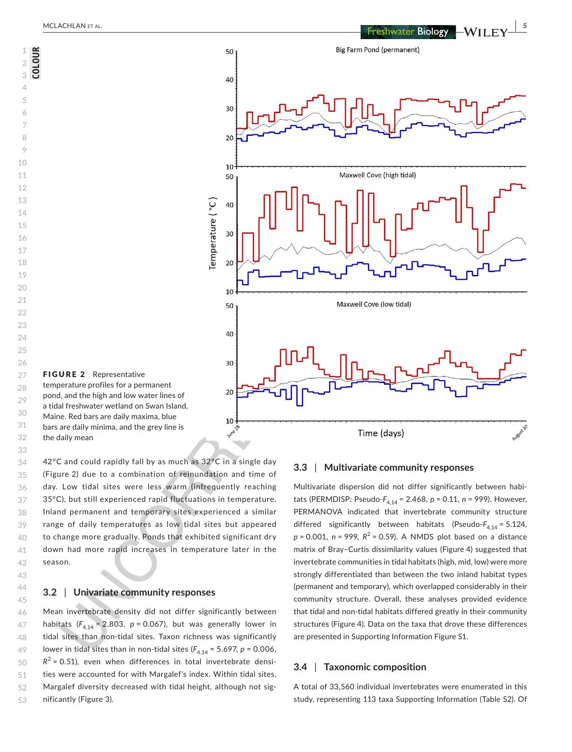**FIGURE 2** Representative temperature profiles for a permanent pond, and the high and low water lines of a tidal freshwater wetland on Swan Island, Maine. Red bars are daily maxima, blue bars are daily minima, and the grey line is the daily mean

42°C and could rapidly fall by as much as 32°C in a single day (Figure 2) due to a combination of reinundation and time of day. Low tidal sites were less warm (infrequently reaching 35°C), but still experienced rapid fluctuations in temperature. Inland permanent and temporary sites experienced a similar range of daily temperatures as low tidal sites but appeared to change more gradually. Ponds that exhibited significant dry down had more rapid increases in temperature later in the season.

### 3.2 | Univariate community responses

Mean invertebrate density did not differ significantly between habitats ($F_{4,14}$ = 2.803, $p$ = 0.067), but was generally lower in tidal sites than non-tidal sites. Taxon richness was significantly lower in tidal sites than in non-tidal sites ($F_{4,14}$ = 5.697, $p$ = 0.006, $R^2$ = 0.51), even when differences in total invertebrate densities were accounted for with Margalef's index. Within tidal sites, Margalef diversity decreased with tidal height, although not significantly (Figure 3).

### 3.3 | Multivariate community responses

Multivariate dispersion did not differ significantly between habitats (PERMDISP: Pseudo-$F_{4,14}$ = 2.468, $p$ = 0.11, $n$ = 999). However, PERMANOVA indicated that invertebrate community structure differed significantly between habitats (Pseudo-$F_{4,14}$ = 5.124, $p$ = 0.001, $n$ = 999, $R^2$ = 0.59). A NMDS plot based on a distance matrix of Bray–Curtis dissimilarity values (Figure 4) suggested that invertebrate communities in tidal habitats (high, mid, low) were more strongly differentiated than between the two inland habitat types (permanent and temporary), which overlapped considerably in their community structure. Overall, these analyses provided evidence that tidal and non-tidal habitats differed greatly in their community structures (Figure 4). Data on the taxa that drove these differences are presented in Supporting Information Figure S1.

### 3.4 | Taxonomic composition

A total of 33,560 individual invertebrates were enumerated in this study, representing 113 taxa Supporting Information (Table S2). Of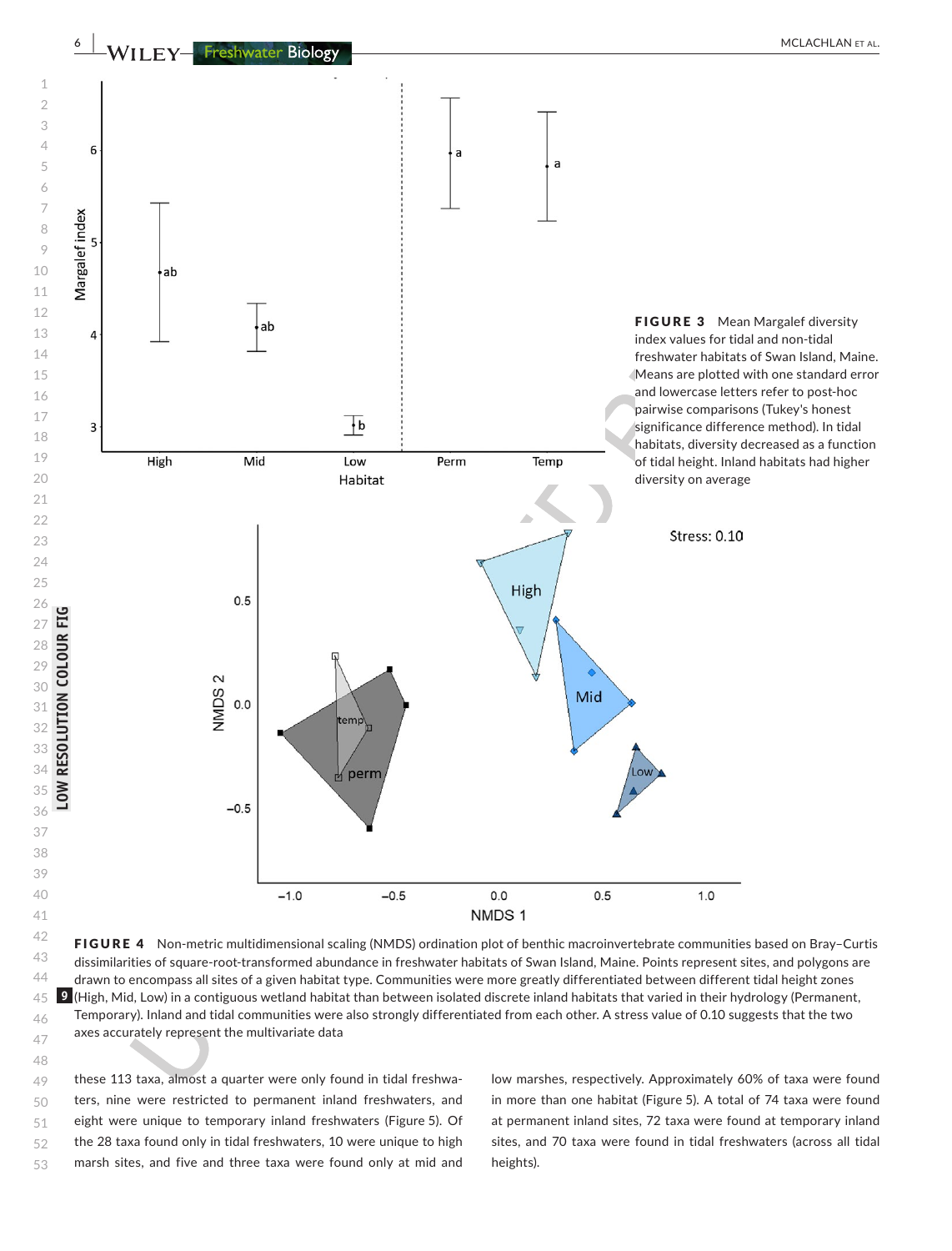**FIGURE 3** Mean Margalef diversity index values for tidal and non-tidal freshwater habitats of Swan Island, Maine. Means are plotted with one standard error and lowercase letters refer to post-hoc pairwise comparisons (Tukey's honest significance difference method). In tidal habitats, diversity decreased as a function of tidal height. Inland habitats had higher diversity on average

**FIGURE 4** Non-metric multidimensional scaling (NMDS) ordination plot of benthic macroinvertebrate communities based on Bray–Curtis dissimilarities of square-root-transformed abundance in freshwater habitats of Swan Island, Maine. Points represent sites, and polygons are drawn to encompass all sites of a given habitat type. Communities were more greatly differentiated between different tidal height zones (High, Mid, Low) in a contiguous wetland habitat than between isolated discrete inland habitats that varied in their hydrology (Permanent, Temporary). Inland and tidal communities were also strongly differentiated from each other. A stress value of 0.10 suggests that the two axes accurately represent the multivariate data

these 113 taxa, almost a quarter were only found in tidal freshwaters, nine were restricted to permanent inland freshwaters, and eight were unique to temporary inland freshwaters (Figure 5). Of the 28 taxa found only in tidal freshwaters, 10 were unique to high marsh sites, and five and three taxa were found only at mid and low marshes, respectively. Approximately 60% of taxa were found in more than one habitat (Figure 5). A total of 74 taxa were found at permanent inland sites, 72 taxa were found at temporary inland sites, and 70 taxa were found in tidal freshwaters (across all tidal heights).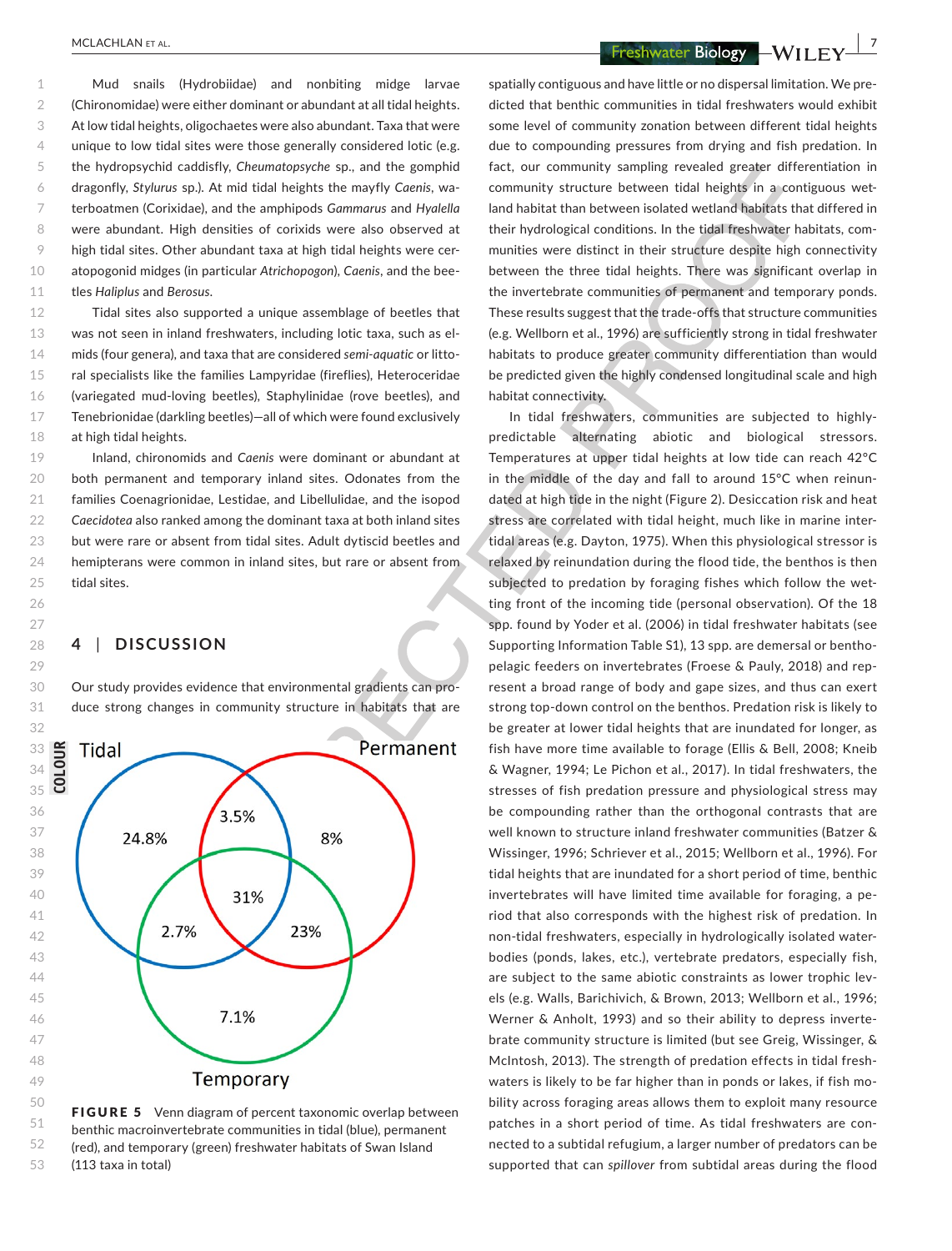Mud snails (Hydrobiidae) and nonbiting midge larvae (Chironomidae) were either dominant or abundant at all tidal heights. At low tidal heights, oligochaetes were also abundant. Taxa that were unique to low tidal sites were those generally considered lotic (e.g. the hydropsychid caddisfly, *Cheumatopsyche* sp., and the gomphid dragonfly, *Stylurus* sp.). At mid tidal heights the mayfly *Caenis*, waterboatmen (Corixidae), and the amphipods *Gammarus* and *Hyalella* were abundant. High densities of corixids were also observed at high tidal sites. Other abundant taxa at high tidal heights were ceratopogonid midges (in particular *Atrichopogon*), *Caenis*, and the beetles *Haliplus* and *Berosus*.

Tidal sites also supported a unique assemblage of beetles that was not seen in inland freshwaters, including lotic taxa, such as elmids (four genera), and taxa that are considered *semi-aquatic* or littoral specialists like the families Lampyridae (fireflies), Heteroceridae (variegated mud-loving beetles), Staphylinidae (rove beetles), and Tenebrionidae (darkling beetles)—all of which were found exclusively at high tidal heights.

Inland, chironomids and *Caenis* were dominant or abundant at both permanent and temporary inland sites. Odonates from the families Coenagrionidae, Lestidae, and Libellulidae, and the isopod *Caecidotea* also ranked among the dominant taxa at both inland sites but were rare or absent from tidal sites. Adult dytiscid beetles and hemipterans were common in inland sites, but rare or absent from tidal sites.

## 4 | DISCUSSION

Our study provides evidence that environmental gradients can produce strong changes in community structure in habitats that are spatially contiguous and have little or no dispersal limitation. We predicted that benthic communities in tidal freshwaters would exhibit some level of community zonation between different tidal heights due to compounding pressures from drying and fish predation. In fact, our community sampling revealed greater differentiation in community structure between tidal heights in a contiguous wetland habitat than between isolated wetland habitats that differed in their hydrological conditions. In the tidal freshwater habitats, communities were distinct in their structure despite high connectivity between the three tidal heights. There was significant overlap in the invertebrate communities of permanent and temporary ponds. These results suggest that the trade-offs that structure communities (e.g. Wellborn et al., 1996) are sufficiently strong in tidal freshwater habitats to produce greater community differentiation than would be predicted given the highly condensed longitudinal scale and high habitat connectivity.

In tidal freshwaters, communities are subjected to highly-predictable alternating abiotic and biological stressors. Temperatures at upper tidal heights at low tide can reach 42°C in the middle of the day and fall to around 15°C when reinundated at high tide in the night (Figure 2). Desiccation risk and heat stress are correlated with tidal height, much like in marine intertidal areas (e.g. Dayton, 1975). When this physiological stressor is relaxed by reinundation during the flood tide, the benthos is then subjected to predation by foraging fishes which follow the wetting front of the incoming tide (personal observation). Of the 18 spp. found by Yoder et al. (2006) in tidal freshwater habitats (see Supporting Information Table S1), 13 spp. are demersal or benthopelagic feeders on invertebrates (Froese & Pauly, 2018) and represent a broad range of body and gape sizes, and thus can exert strong top-down control on the benthos. Predation risk is likely to be greater at lower tidal heights that are inundated for longer, as fish have more time available to forage (Ellis & Bell, 2008; Kneib & Wagner, 1994; Le Pichon et al., 2017). In tidal freshwaters, the stresses of fish predation pressure and physiological stress may be compounding rather than the orthogonal contrasts that are well known to structure inland freshwater communities (Batzer & Wissinger, 1996; Schriever et al., 2015; Wellborn et al., 1996). For tidal heights that are inundated for a short period of time, benthic invertebrates will have limited time available for foraging, a period that also corresponds with the highest risk of predation. In non-tidal freshwaters, especially in hydrologically isolated waterbodies (ponds, lakes, etc.), vertebrate predators, especially fish, are subject to the same abiotic constraints as lower trophic levels (e.g. Walls, Barichivich, & Brown, 2013; Wellborn et al., 1996; Werner & Anholt, 1993) and so their ability to depress invertebrate community structure is limited (but see Greig, Wissinger, & McIntosh, 2013). The strength of predation effects in tidal freshwaters is likely to be far higher than in ponds or lakes, if fish mobility across foraging areas allows them to exploit many resource patches in a short period of time. As tidal freshwaters are connected to a subtidal refugium, a larger number of predators can be supported that can *spillover* from subtidal areas during the flood

**FIGURE 5** Venn diagram of percent taxonomic overlap between benthic macroinvertebrate communities in tidal (blue), permanent (red), and temporary (green) freshwater habitats of Swan Island (113 taxa in total)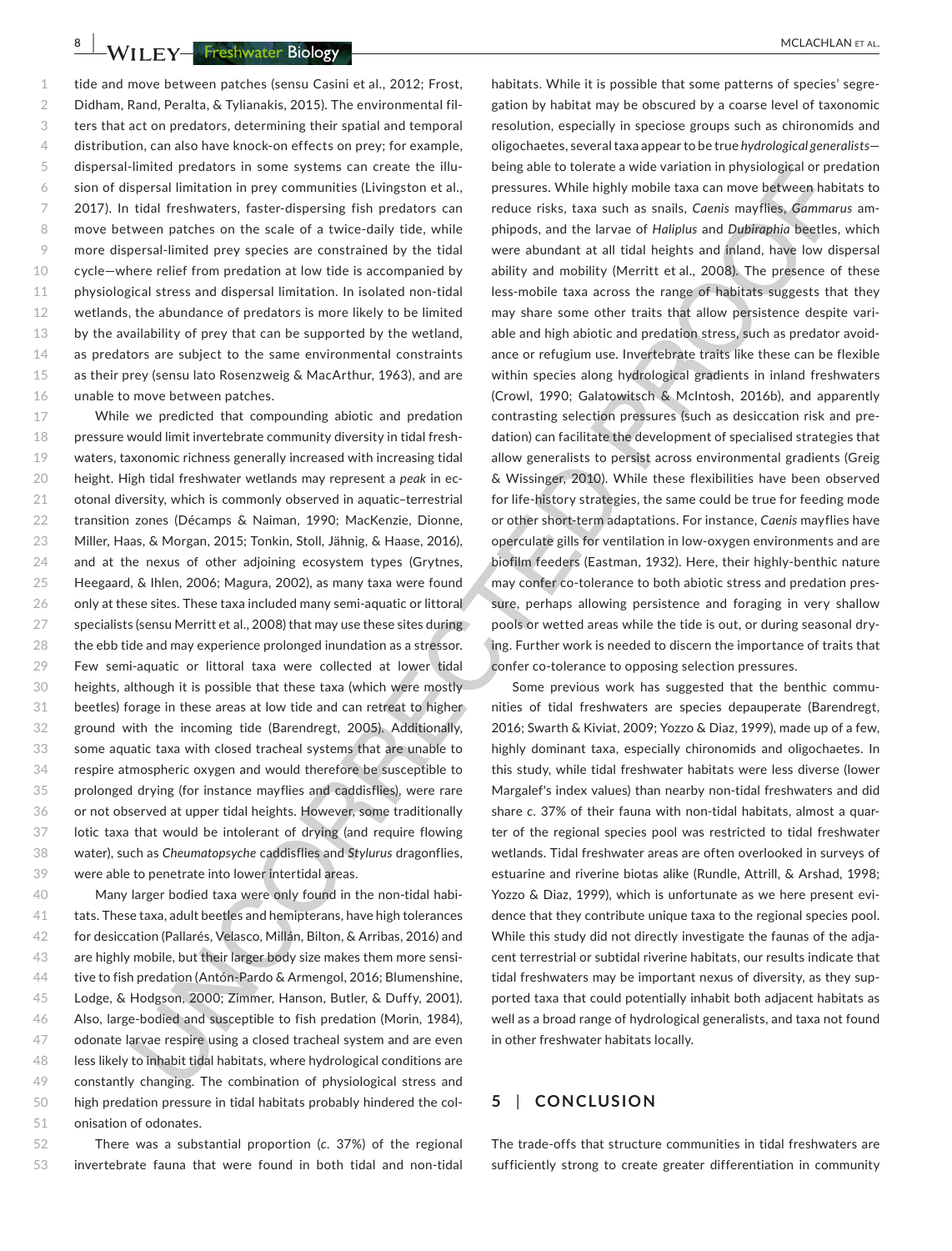tide and move between patches (sensu Casini et al., 2012; Frost, Didham, Rand, Peralta, & Tylianakis, 2015). The environmental filters that act on predators, determining their spatial and temporal distribution, can also have knock-on effects on prey; for example, dispersal-limited predators in some systems can create the illusion of dispersal limitation in prey communities (Livingston et al., 2017). In tidal freshwaters, faster-dispersing fish predators can move between patches on the scale of a twice-daily tide, while more dispersal-limited prey species are constrained by the tidal cycle—where relief from predation at low tide is accompanied by physiological stress and dispersal limitation. In isolated non-tidal wetlands, the abundance of predators is more likely to be limited by the availability of prey that can be supported by the wetland, as predators are subject to the same environmental constraints as their prey (sensu lato Rosenzweig & MacArthur, 1963), and are unable to move between patches.

While we predicted that compounding abiotic and predation pressure would limit invertebrate community diversity in tidal freshwaters, taxonomic richness generally increased with increasing tidal height. High tidal freshwater wetlands may represent a *peak* in ecotonal diversity, which is commonly observed in aquatic–terrestrial transition zones (Décamps & Naiman, 1990; MacKenzie, Dionne, Miller, Haas, & Morgan, 2015; Tonkin, Stoll, Jähnig, & Haase, 2016), and at the nexus of other adjoining ecosystem types (Grytnes, Heegaard, & Ihlen, 2006; Magura, 2002), as many taxa were found only at these sites. These taxa included many semi-aquatic or littoral specialists (sensu Merritt et al., 2008) that may use these sites during the ebb tide and may experience prolonged inundation as a stressor. Few semi-aquatic or littoral taxa were collected at lower tidal heights, although it is possible that these taxa (which were mostly beetles) forage in these areas at low tide and can retreat to higher ground with the incoming tide (Barendregt, 2005). Additionally, some aquatic taxa with closed tracheal systems that are unable to respire atmospheric oxygen and would therefore be susceptible to prolonged drying (for instance mayflies and caddisflies), were rare or not observed at upper tidal heights. However, some traditionally lotic taxa that would be intolerant of drying (and require flowing water), such as *Cheumatopsyche* caddisflies and *Stylurus* dragonflies, were able to penetrate into lower intertidal areas.

Many larger bodied taxa were only found in the non-tidal habitats. These taxa, adult beetles and hemipterans, have high tolerances for desiccation (Pallarés, Velasco, Millán, Bilton, & Arribas, 2016) and are highly mobile, but their larger body size makes them more sensitive to fish predation (Antón-Pardo & Armengol, 2016; Blumenshine, Lodge, & Hodgson, 2000; Zimmer, Hanson, Butler, & Duffy, 2001). Also, large-bodied and susceptible to fish predation (Morin, 1984), odonate larvae respire using a closed tracheal system and are even less likely to inhabit tidal habitats, where hydrological conditions are constantly changing. The combination of physiological stress and high predation pressure in tidal habitats probably hindered the colonisation of odonates.

There was a substantial proportion (*c.* 37%) of the regional invertebrate fauna that were found in both tidal and non-tidal habitats. While it is possible that some patterns of species' segregation by habitat may be obscured by a coarse level of taxonomic resolution, especially in speciose groups such as chironomids and oligochaetes, several taxa appear to be true *hydrological generalists*—being able to tolerate a wide variation in physiological or predation pressures. While highly mobile taxa can move between habitats to reduce risks, taxa such as snails, *Caenis* mayflies, *Gammarus* amphipods, and the larvae of *Haliplus* and *Dubiraphia* beetles, which were abundant at all tidal heights and inland, have low dispersal ability and mobility (Merritt et al., 2008). The presence of these less-mobile taxa across the range of habitats suggests that they may share some other traits that allow persistence despite variable and high abiotic and predation stress, such as predator avoidance or refugium use. Invertebrate traits like these can be flexible within species along hydrological gradients in inland freshwaters (Crowl, 1990; Galatowitsch & McIntosh, 2016b), and apparently contrasting selection pressures (such as desiccation risk and predation) can facilitate the development of specialised strategies that allow generalists to persist across environmental gradients (Greig & Wissinger, 2010). While these flexibilities have been observed for life-history strategies, the same could be true for feeding mode or other short-term adaptations. For instance, *Caenis* mayflies have operculate gills for ventilation in low-oxygen environments and are biofilm feeders (Eastman, 1932). Here, their highly-benthic nature may confer co-tolerance to both abiotic stress and predation pressure, perhaps allowing persistence and foraging in very shallow pools or wetted areas while the tide is out, or during seasonal drying. Further work is needed to discern the importance of traits that confer co-tolerance to opposing selection pressures.

Some previous work has suggested that the benthic communities of tidal freshwaters are species depauperate (Barendregt, 2016; Swarth & Kiviat, 2009; Yozzo & Diaz, 1999), made up of a few, highly dominant taxa, especially chironomids and oligochaetes. In this study, while tidal freshwater habitats were less diverse (lower Margalef's index values) than nearby non-tidal freshwaters and did share *c.* 37% of their fauna with non-tidal habitats, almost a quarter of the regional species pool was restricted to tidal freshwater wetlands. Tidal freshwater areas are often overlooked in surveys of estuarine and riverine biotas alike (Rundle, Attrill, & Arshad, 1998; Yozzo & Diaz, 1999), which is unfortunate as we here present evidence that they contribute unique taxa to the regional species pool. While this study did not directly investigate the faunas of the adjacent terrestrial or subtidal riverine habitats, our results indicate that tidal freshwaters may be important nexus of diversity, as they supported taxa that could potentially inhabit both adjacent habitats as well as a broad range of hydrological generalists, and taxa not found in other freshwater habitats locally.

## 5 | CONCLUSION

The trade-offs that structure communities in tidal freshwaters are sufficiently strong to create greater differentiation in community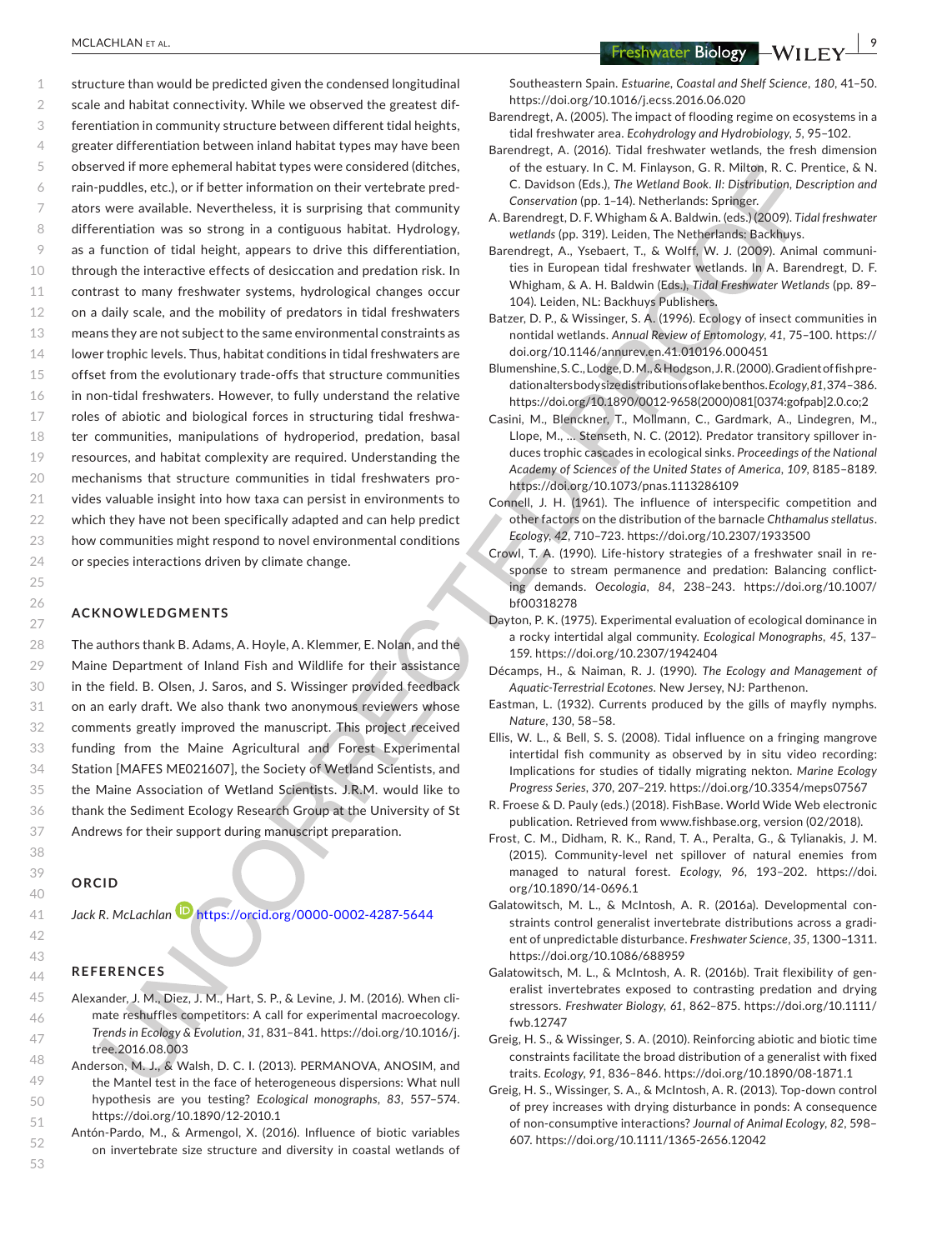structure than would be predicted given the condensed longitudinal scale and habitat connectivity. While we observed the greatest differentiation in community structure between different tidal heights, greater differentiation between inland habitat types may have been observed if more ephemeral habitat types were considered (ditches, rain-puddles, etc.), or if better information on their vertebrate predators were available. Nevertheless, it is surprising that community differentiation was so strong in a contiguous habitat. Hydrology, as a function of tidal height, appears to drive this differentiation, through the interactive effects of desiccation and predation risk. In contrast to many freshwater systems, hydrological changes occur on a daily scale, and the mobility of predators in tidal freshwaters means they are not subject to the same environmental constraints as lower trophic levels. Thus, habitat conditions in tidal freshwaters are offset from the evolutionary trade-offs that structure communities in non-tidal freshwaters. However, to fully understand the relative roles of abiotic and biological forces in structuring tidal freshwater communities, manipulations of hydroperiod, predation, basal resources, and habitat complexity are required. Understanding the mechanisms that structure communities in tidal freshwaters provides valuable insight into how taxa can persist in environments to which they have not been specifically adapted and can help predict how communities might respond to novel environmental conditions or species interactions driven by climate change.

## ACKNOWLEDGMENTS

The authors thank B. Adams, A. Hoyle, A. Klemmer, E. Nolan, and the Maine Department of Inland Fish and Wildlife for their assistance in the field. B. Olsen, J. Saros, and S. Wissinger provided feedback on an early draft. We also thank two anonymous reviewers whose comments greatly improved the manuscript. This project received funding from the Maine Agricultural and Forest Experimental Station [MAFES ME021607], the Society of Wetland Scientists, and the Maine Association of Wetland Scientists. J.R.M. would like to thank the Sediment Ecology Research Group at the University of St Andrews for their support during manuscript preparation.

## ORCID

*Jack R. McLachlan* https://orcid.org/0000-0002-4287-5644

## REFERENCES

Alexander, J. M., Diez, J. M., Hart, S. P., & Levine, J. M. (2016). When climate reshuffles competitors: A call for experimental macroecology. *Trends in Ecology & Evolution*, *31*, 831–841. https://doi.org/10.1016/j.tree.2016.08.003

Anderson, M. J., & Walsh, D. C. I. (2013). PERMANOVA, ANOSIM, and the Mantel test in the face of heterogeneous dispersions: What null hypothesis are you testing? *Ecological monographs*, *83*, 557–574. https://doi.org/10.1890/12-2010.1

Antón-Pardo, M., & Armengol, X. (2016). Influence of biotic variables on invertebrate size structure and diversity in coastal wetlands of Southeastern Spain. *Estuarine, Coastal and Shelf Science*, *180*, 41–50. https://doi.org/10.1016/j.ecss.2016.06.020

Barendregt, A. (2005). The impact of flooding regime on ecosystems in a tidal freshwater area. *Ecohydrology and Hydrobiology*, *5*, 95–102.

Barendregt, A. (2016). Tidal freshwater wetlands, the fresh dimension of the estuary. In C. M. Finlayson, G. R. Milton, R. C. Prentice, & N. C. Davidson (Eds.), *The Wetland Book. II: Distribution, Description and Conservation* (pp. 1–14). Netherlands: Springer.

A. Barendregt, D. F. Whigham & A. Baldwin. (eds.) (2009). *Tidal freshwater wetlands* (pp. 319). Leiden, The Netherlands: Backhuys.

Barendregt, A., Ysebaert, T., & Wolff, W. J. (2009). Animal communities in European tidal freshwater wetlands. In A. Barendregt, D. F. Whigham, & A. H. Baldwin (Eds.), *Tidal Freshwater Wetlands* (pp. 89–104). Leiden, NL: Backhuys Publishers.

Batzer, D. P., & Wissinger, S. A. (1996). Ecology of insect communities in nontidal wetlands. *Annual Review of Entomology*, *41*, 75–100. https://doi.org/10.1146/annurev.en.41.010196.000451

Blumenshine, S. C., Lodge, D. M., & Hodgson, J. R. (2000). Gradient of fish predation alters body size distributions of lake benthos. *Ecology*, *81*, 374–386. https://doi.org/10.1890/0012-9658(2000)081[0374:gofpab]2.0.co;2

Casini, M., Blenckner, T., Mollmann, C., Gardmark, A., Lindegren, M., Llope, M., … Stenseth, N. C. (2012). Predator transitory spillover induces trophic cascades in ecological sinks. *Proceedings of the National Academy of Sciences of the United States of America*, *109*, 8185–8189. https://doi.org/10.1073/pnas.1113286109

Connell, J. H. (1961). The influence of interspecific competition and other factors on the distribution of the barnacle *Chthamalus stellatus*. *Ecology*, *42*, 710–723. https://doi.org/10.2307/1933500

Crowl, T. A. (1990). Life-history strategies of a freshwater snail in response to stream permanence and predation: Balancing conflicting demands. *Oecologia*, *84*, 238–243. https://doi.org/10.1007/bf00318278

Dayton, P. K. (1975). Experimental evaluation of ecological dominance in a rocky intertidal algal community. *Ecological Monographs*, *45*, 137–159. https://doi.org/10.2307/1942404

Décamps, H., & Naiman, R. J. (1990). *The Ecology and Management of Aquatic-Terrestrial Ecotones*. New Jersey, NJ: Parthenon.

Eastman, L. (1932). Currents produced by the gills of mayfly nymphs. *Nature*, *130*, 58–58.

Ellis, W. L., & Bell, S. S. (2008). Tidal influence on a fringing mangrove intertidal fish community as observed by in situ video recording: Implications for studies of tidally migrating nekton. *Marine Ecology Progress Series*, *370*, 207–219. https://doi.org/10.3354/meps07567

R. Froese & D. Pauly (eds.) (2018). FishBase. World Wide Web electronic publication. Retrieved from www.fishbase.org, version (02/2018).

Frost, C. M., Didham, R. K., Rand, T. A., Peralta, G., & Tylianakis, J. M. (2015). Community-level net spillover of natural enemies from managed to natural forest. *Ecology*, *96*, 193–202. https://doi.org/10.1890/14-0696.1

Galatowitsch, M. L., & McIntosh, A. R. (2016a). Developmental constraints control generalist invertebrate distributions across a gradient of unpredictable disturbance. *Freshwater Science*, *35*, 1300–1311. https://doi.org/10.1086/688959

Galatowitsch, M. L., & McIntosh, A. R. (2016b). Trait flexibility of generalist invertebrates exposed to contrasting predation and drying stressors. *Freshwater Biology*, *61*, 862–875. https://doi.org/10.1111/fwb.12747

Greig, H. S., & Wissinger, S. A. (2010). Reinforcing abiotic and biotic time constraints facilitate the broad distribution of a generalist with fixed traits. *Ecology*, *91*, 836–846. https://doi.org/10.1890/08-1871.1

Greig, H. S., Wissinger, S. A., & McIntosh, A. R. (2013). Top-down control of prey increases with drying disturbance in ponds: A consequence of non-consumptive interactions? *Journal of Animal Ecology*, *82*, 598–607. https://doi.org/10.1111/1365-2656.12042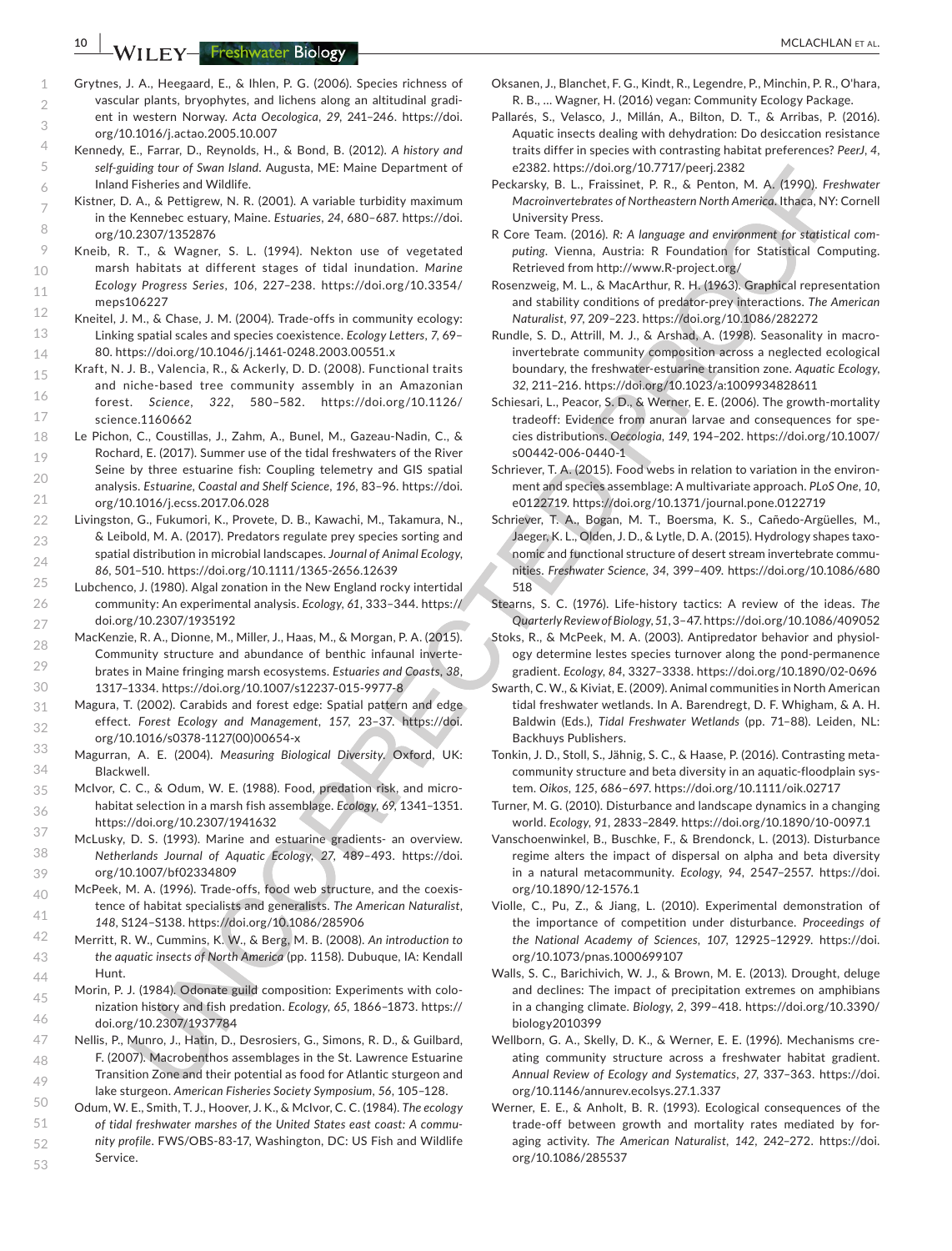Grytnes, J. A., Heegaard, E., & Ihlen, P. G. (2006). Species richness of vascular plants, bryophytes, and lichens along an altitudinal gradient in western Norway. *Acta Oecologica*, *29*, 241–246. https://doi.org/10.1016/j.actao.2005.10.007

Kennedy, E., Farrar, D., Reynolds, H., & Bond, B. (2012). *A history and self-guiding tour of Swan Island*. Augusta, ME: Maine Department of Inland Fisheries and Wildlife.

Kistner, D. A., & Pettigrew, N. R. (2001). A variable turbidity maximum in the Kennebec estuary, Maine. *Estuaries*, *24*, 680–687. https://doi.org/10.2307/1352876

Kneib, R. T., & Wagner, S. L. (1994). Nekton use of vegetated marsh habitats at different stages of tidal inundation. *Marine Ecology Progress Series*, *106*, 227–238. https://doi.org/10.3354/meps106227

Kneitel, J. M., & Chase, J. M. (2004). Trade-offs in community ecology: Linking spatial scales and species coexistence. *Ecology Letters*, *7*, 69–80. https://doi.org/10.1046/j.1461-0248.2003.00551.x

Kraft, N. J. B., Valencia, R., & Ackerly, D. D. (2008). Functional traits and niche-based tree community assembly in an Amazonian forest. *Science*, *322*, 580–582. https://doi.org/10.1126/science.1160662

Le Pichon, C., Coustillas, J., Zahm, A., Bunel, M., Gazeau-Nadin, C., & Rochard, E. (2017). Summer use of the tidal freshwaters of the River Seine by three estuarine fish: Coupling telemetry and GIS spatial analysis. *Estuarine, Coastal and Shelf Science*, *196*, 83–96. https://doi.org/10.1016/j.ecss.2017.06.028

Livingston, G., Fukumori, K., Provete, D. B., Kawachi, M., Takamura, N., & Leibold, M. A. (2017). Predators regulate prey species sorting and spatial distribution in microbial landscapes. *Journal of Animal Ecology*, *86*, 501–510. https://doi.org/10.1111/1365-2656.12639

Lubchenco, J. (1980). Algal zonation in the New England rocky intertidal community: An experimental analysis. *Ecology*, *61*, 333–344. https://doi.org/10.2307/1935192

MacKenzie, R. A., Dionne, M., Miller, J., Haas, M., & Morgan, P. A. (2015). Community structure and abundance of benthic infaunal invertebrates in Maine fringing marsh ecosystems. *Estuaries and Coasts*, *38*, 1317–1334. https://doi.org/10.1007/s12237-015-9977-8

Magura, T. (2002). Carabids and forest edge: Spatial pattern and edge effect. *Forest Ecology and Management*, *157*, 23–37. https://doi.org/10.1016/s0378-1127(00)00654-x

Magurran, A. E. (2004). *Measuring Biological Diversity*. Oxford, UK: Blackwell.

McIvor, C. C., & Odum, W. E. (1988). Food, predation risk, and microhabitat selection in a marsh fish assemblage. *Ecology*, *69*, 1341–1351. https://doi.org/10.2307/1941632

McLusky, D. S. (1993). Marine and estuarine gradients- an overview. *Netherlands Journal of Aquatic Ecology*, *27*, 489–493. https://doi.org/10.1007/bf02334809

McPeek, M. A. (1996). Trade-offs, food web structure, and the coexistence of habitat specialists and generalists. *The American Naturalist*, *148*, S124–S138. https://doi.org/10.1086/285906

Merritt, R. W., Cummins, K. W., & Berg, M. B. (2008). *An introduction to the aquatic insects of North America* (pp. 1158). Dubuque, IA: Kendall Hunt.

Morin, P. J. (1984). Odonate guild composition: Experiments with colonization history and fish predation. *Ecology*, *65*, 1866–1873. https://doi.org/10.2307/1937784

Nellis, P., Munro, J., Hatin, D., Desrosiers, G., Simons, R. D., & Guilbard, F. (2007). Macrobenthos assemblages in the St. Lawrence Estuarine Transition Zone and their potential as food for Atlantic sturgeon and lake sturgeon. *American Fisheries Society Symposium*, *56*, 105–128.

Odum, W. E., Smith, T. J., Hoover, J. K., & McIvor, C. C. (1984). *The ecology of tidal freshwater marshes of the United States east coast: A community profile*. FWS/OBS-83-17, Washington, DC: US Fish and Wildlife Service.

Oksanen, J., Blanchet, F. G., Kindt, R., Legendre, P., Minchin, P. R., O'hara, R. B., … Wagner, H. (2016) vegan: Community Ecology Package.

Pallarés, S., Velasco, J., Millán, A., Bilton, D. T., & Arribas, P. (2016). Aquatic insects dealing with dehydration: Do desiccation resistance traits differ in species with contrasting habitat preferences? *PeerJ*, *4*, e2382. https://doi.org/10.7717/peerj.2382

Peckarsky, B. L., Fraissinet, P. R., & Penton, M. A. (1990). *Freshwater Macroinvertebrates of Northeastern North America*. Ithaca, NY: Cornell University Press.

R Core Team. (2016). *R: A language and environment for statistical computing*. Vienna, Austria: R Foundation for Statistical Computing. Retrieved from http://www.R-project.org/

Rosenzweig, M. L., & MacArthur, R. H. (1963). Graphical representation and stability conditions of predator-prey interactions. *The American Naturalist*, *97*, 209–223. https://doi.org/10.1086/282272

Rundle, S. D., Attrill, M. J., & Arshad, A. (1998). Seasonality in macroinvertebrate community composition across a neglected ecological boundary, the freshwater-estuarine transition zone. *Aquatic Ecology*, *32*, 211–216. https://doi.org/10.1023/a:1009934828611

Schiesari, L., Peacor, S. D., & Werner, E. E. (2006). The growth-mortality tradeoff: Evidence from anuran larvae and consequences for species distributions. *Oecologia*, *149*, 194–202. https://doi.org/10.1007/s00442-006-0440-1

Schriever, T. A. (2015). Food webs in relation to variation in the environment and species assemblage: A multivariate approach. *PLoS One*, *10*, e0122719. https://doi.org/10.1371/journal.pone.0122719

Schriever, T. A., Bogan, M. T., Boersma, K. S., Cañedo-Argüelles, M., Jaeger, K. L., Olden, J. D., & Lytle, D. A. (2015). Hydrology shapes taxonomic and functional structure of desert stream invertebrate communities. *Freshwater Science*, *34*, 399–409. https://doi.org/10.1086/680518

Stearns, S. C. (1976). Life-history tactics: A review of the ideas. *The Quarterly Review of Biology*, *51*, 3–47. https://doi.org/10.1086/409052

Stoks, R., & McPeek, M. A. (2003). Antipredator behavior and physiology determine lestes species turnover along the pond-permanence gradient. *Ecology*, *84*, 3327–3338. https://doi.org/10.1890/02-0696

Swarth, C. W., & Kiviat, E. (2009). Animal communities in North American tidal freshwater wetlands. In A. Barendregt, D. F. Whigham, & A. H. Baldwin (Eds.), *Tidal Freshwater Wetlands* (pp. 71–88). Leiden, NL: Backhuys Publishers.

Tonkin, J. D., Stoll, S., Jähnig, S. C., & Haase, P. (2016). Contrasting metacommunity structure and beta diversity in an aquatic-floodplain system. *Oikos*, *125*, 686–697. https://doi.org/10.1111/oik.02717

Turner, M. G. (2010). Disturbance and landscape dynamics in a changing world. *Ecology*, *91*, 2833–2849. https://doi.org/10.1890/10-0097.1

Vanschoenwinkel, B., Buschke, F., & Brendonck, L. (2013). Disturbance regime alters the impact of dispersal on alpha and beta diversity in a natural metacommunity. *Ecology*, *94*, 2547–2557. https://doi.org/10.1890/12-1576.1

Violle, C., Pu, Z., & Jiang, L. (2010). Experimental demonstration of the importance of competition under disturbance. *Proceedings of the National Academy of Sciences*, *107*, 12925–12929. https://doi.org/10.1073/pnas.1000699107

Walls, S. C., Barichivich, W. J., & Brown, M. E. (2013). Drought, deluge and declines: The impact of precipitation extremes on amphibians in a changing climate. *Biology*, *2*, 399–418. https://doi.org/10.3390/biology2010399

Wellborn, G. A., Skelly, D. K., & Werner, E. E. (1996). Mechanisms creating community structure across a freshwater habitat gradient. *Annual Review of Ecology and Systematics*, *27*, 337–363. https://doi.org/10.1146/annurev.ecolsys.27.1.337

Werner, E. E., & Anholt, B. R. (1993). Ecological consequences of the trade-off between growth and mortality rates mediated by foraging activity. *The American Naturalist*, *142*, 242–272. https://doi.org/10.1086/285537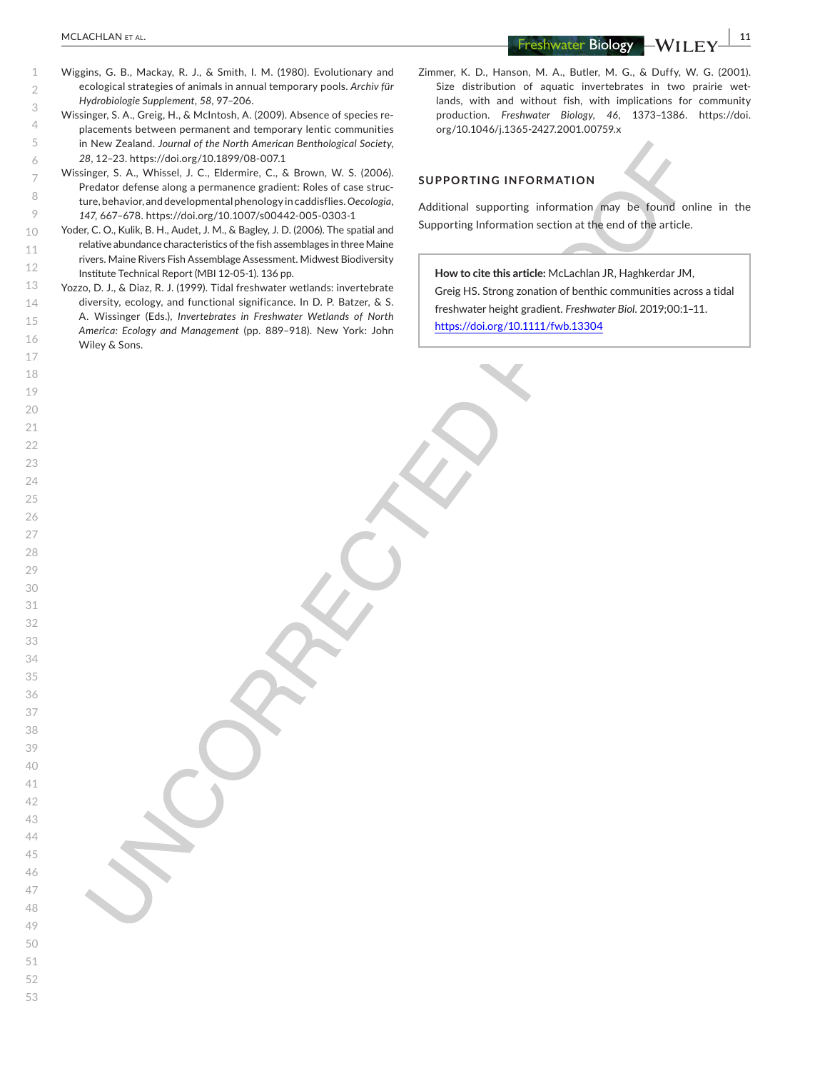Wiggins, G. B., Mackay, R. J., & Smith, I. M. (1980). Evolutionary and ecological strategies of animals in annual temporary pools. *Archiv für Hydrobiologie Supplement*, *58*, 97–206.

Wissinger, S. A., Greig, H., & McIntosh, A. (2009). Absence of species replacements between permanent and temporary lentic communities in New Zealand. *Journal of the North American Benthological Society*, *28*, 12–23. https://doi.org/10.1899/08-007.1

Wissinger, S. A., Whissel, J. C., Eldermire, C., & Brown, W. S. (2006). Predator defense along a permanence gradient: Roles of case structure, behavior, and developmental phenology in caddisflies. *Oecologia*, *147*, 667–678. https://doi.org/10.1007/s00442-005-0303-1

Yoder, C. O., Kulik, B. H., Audet, J. M., & Bagley, J. D. (2006). The spatial and relative abundance characteristics of the fish assemblages in three Maine rivers. Maine Rivers Fish Assemblage Assessment. Midwest Biodiversity Institute Technical Report (MBI 12-05-1). 136 pp.

Yozzo, D. J., & Diaz, R. J. (1999). Tidal freshwater wetlands: invertebrate diversity, ecology, and functional significance. In D. P. Batzer, & S. A. Wissinger (Eds.), *Invertebrates in Freshwater Wetlands of North America: Ecology and Management* (pp. 889–918). New York: John Wiley & Sons.

Zimmer, K. D., Hanson, M. A., Butler, M. G., & Duffy, W. G. (2001). Size distribution of aquatic invertebrates in two prairie wetlands, with and without fish, with implications for community production. *Freshwater Biology*, *46*, 1373–1386. https://doi.org/10.1046/j.1365-2427.2001.00759.x

## SUPPORTING INFORMATION

Additional supporting information may be found online in the Supporting Information section at the end of the article.

**How to cite this article:** McLachlan JR, Haghkerdar JM, Greig HS. Strong zonation of benthic communities across a tidal freshwater height gradient. *Freshwater Biol*. 2019;00:1–11. https://doi.org/10.1111/fwb.13304